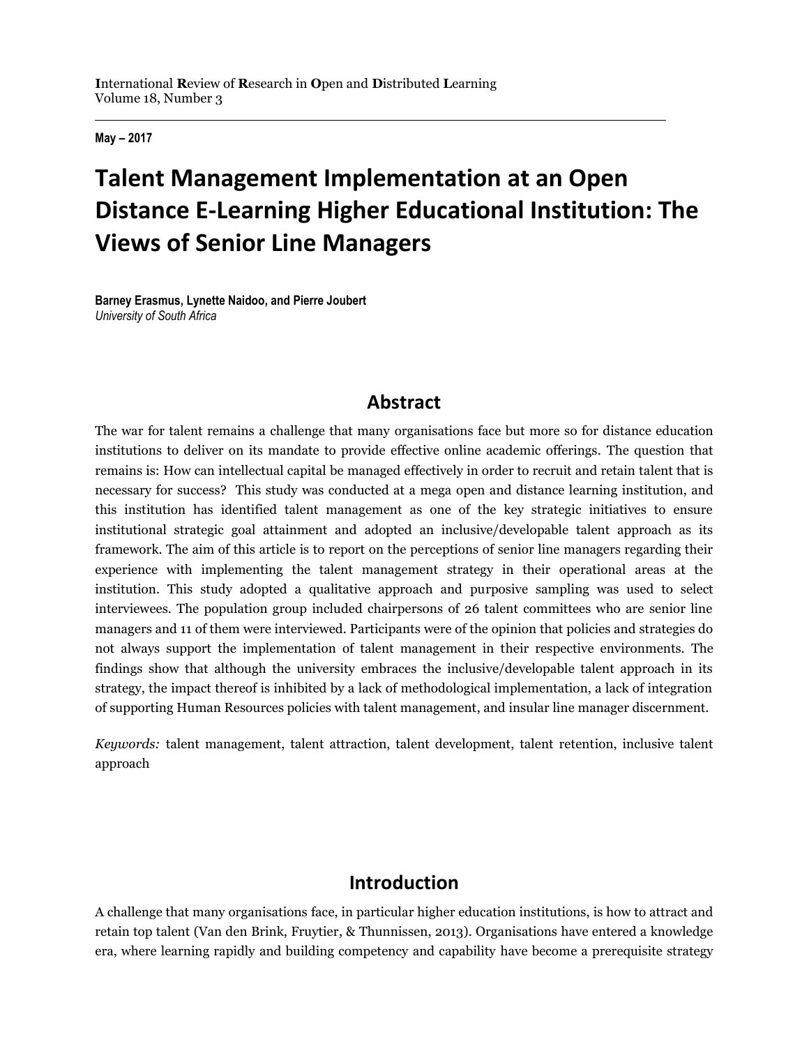May – 2017

# Talent Management Implementation at an Open Distance E-Learning Higher Educational Institution: The Views of Senior Line Managers

**Barney Erasmus, Lynette Naidoo, and Pierre Joubert**
*University of South Africa*

## Abstract

The war for talent remains a challenge that many organisations face but more so for distance education institutions to deliver on its mandate to provide effective online academic offerings. The question that remains is: How can intellectual capital be managed effectively in order to recruit and retain talent that is necessary for success? This study was conducted at a mega open and distance learning institution, and this institution has identified talent management as one of the key strategic initiatives to ensure institutional strategic goal attainment and adopted an inclusive/developable talent approach as its framework. The aim of this article is to report on the perceptions of senior line managers regarding their experience with implementing the talent management strategy in their operational areas at the institution. This study adopted a qualitative approach and purposive sampling was used to select interviewees. The population group included chairpersons of 26 talent committees who are senior line managers and 11 of them were interviewed. Participants were of the opinion that policies and strategies do not always support the implementation of talent management in their respective environments. The findings show that although the university embraces the inclusive/developable talent approach in its strategy, the impact thereof is inhibited by a lack of methodological implementation, a lack of integration of supporting Human Resources policies with talent management, and insular line manager discernment.

*Keywords:* talent management, talent attraction, talent development, talent retention, inclusive talent approach

## Introduction

A challenge that many organisations face, in particular higher education institutions, is how to attract and retain top talent (Van den Brink, Fruytier, & Thunnissen, 2013). Organisations have entered a knowledge era, where learning rapidly and building competency and capability have become a prerequisite strategy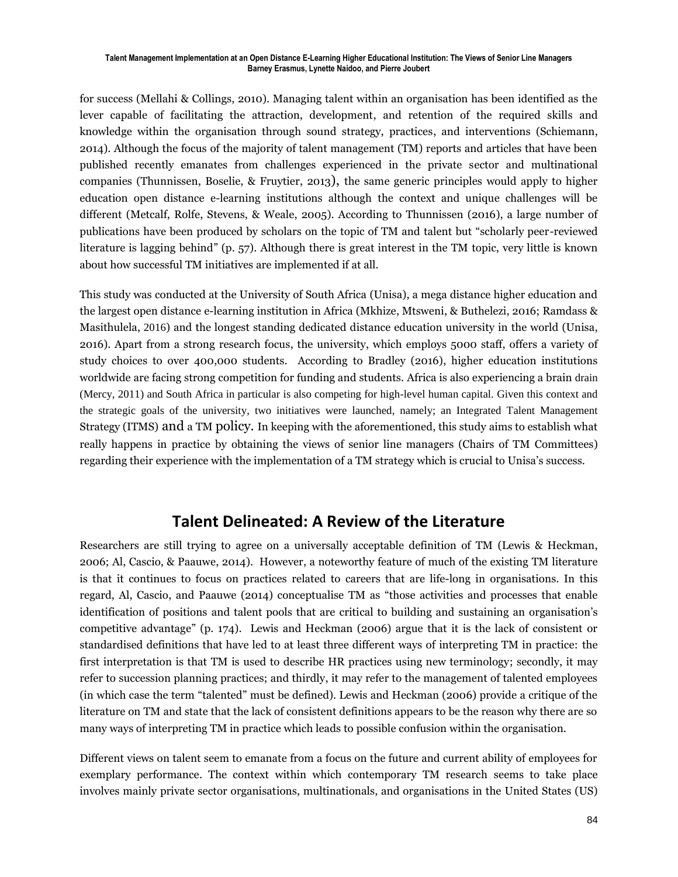for success (Mellahi & Collings, 2010). Managing talent within an organisation has been identified as the lever capable of facilitating the attraction, development, and retention of the required skills and knowledge within the organisation through sound strategy, practices, and interventions (Schiemann, 2014). Although the focus of the majority of talent management (TM) reports and articles that have been published recently emanates from challenges experienced in the private sector and multinational companies (Thunnissen, Boselie, & Fruytier, 2013), the same generic principles would apply to higher education open distance e-learning institutions although the context and unique challenges will be different (Metcalf, Rolfe, Stevens, & Weale, 2005). According to Thunnissen (2016), a large number of publications have been produced by scholars on the topic of TM and talent but "scholarly peer-reviewed literature is lagging behind" (p. 57). Although there is great interest in the TM topic, very little is known about how successful TM initiatives are implemented if at all.

This study was conducted at the University of South Africa (Unisa), a mega distance higher education and the largest open distance e-learning institution in Africa (Mkhize, Mtsweni, & Buthelezi, 2016; Ramdass & Masithulela, 2016) and the longest standing dedicated distance education university in the world (Unisa, 2016). Apart from a strong research focus, the university, which employs 5000 staff, offers a variety of study choices to over 400,000 students. According to Bradley (2016), higher education institutions worldwide are facing strong competition for funding and students. Africa is also experiencing a brain drain (Mercy, 2011) and South Africa in particular is also competing for high-level human capital. Given this context and the strategic goals of the university, two initiatives were launched, namely; an Integrated Talent Management Strategy (ITMS) and a TM policy. In keeping with the aforementioned, this study aims to establish what really happens in practice by obtaining the views of senior line managers (Chairs of TM Committees) regarding their experience with the implementation of a TM strategy which is crucial to Unisa's success.

## Talent Delineated: A Review of the Literature

Researchers are still trying to agree on a universally acceptable definition of TM (Lewis & Heckman, 2006; Al, Cascio, & Paauwe, 2014). However, a noteworthy feature of much of the existing TM literature is that it continues to focus on practices related to careers that are life-long in organisations. In this regard, Al, Cascio, and Paauwe (2014) conceptualise TM as "those activities and processes that enable identification of positions and talent pools that are critical to building and sustaining an organisation's competitive advantage" (p. 174). Lewis and Heckman (2006) argue that it is the lack of consistent or standardised definitions that have led to at least three different ways of interpreting TM in practice: the first interpretation is that TM is used to describe HR practices using new terminology; secondly, it may refer to succession planning practices; and thirdly, it may refer to the management of talented employees (in which case the term "talented" must be defined). Lewis and Heckman (2006) provide a critique of the literature on TM and state that the lack of consistent definitions appears to be the reason why there are so many ways of interpreting TM in practice which leads to possible confusion within the organisation.

Different views on talent seem to emanate from a focus on the future and current ability of employees for exemplary performance. The context within which contemporary TM research seems to take place involves mainly private sector organisations, multinationals, and organisations in the United States (US)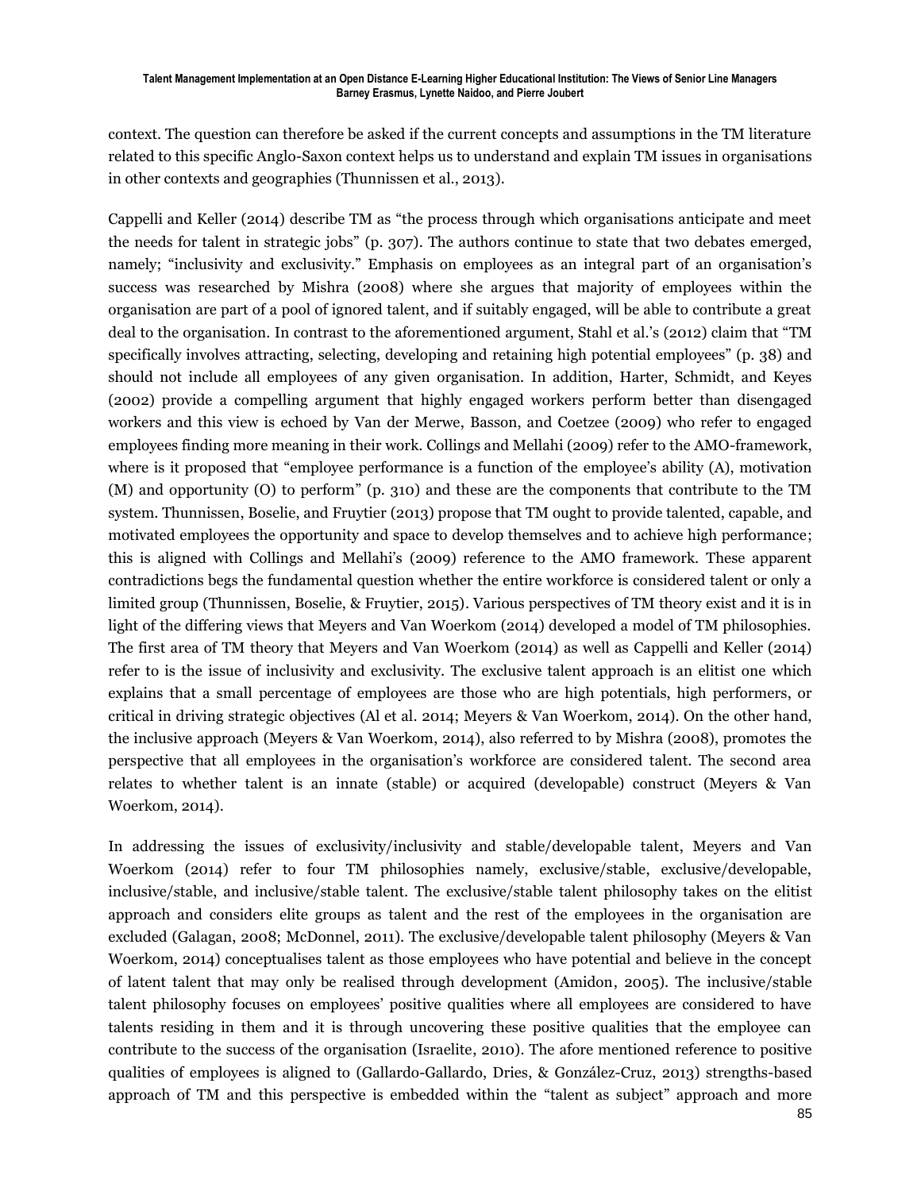context. The question can therefore be asked if the current concepts and assumptions in the TM literature related to this specific Anglo-Saxon context helps us to understand and explain TM issues in organisations in other contexts and geographies (Thunnissen et al., 2013).

Cappelli and Keller (2014) describe TM as "the process through which organisations anticipate and meet the needs for talent in strategic jobs" (p. 307). The authors continue to state that two debates emerged, namely; "inclusivity and exclusivity." Emphasis on employees as an integral part of an organisation's success was researched by Mishra (2008) where she argues that majority of employees within the organisation are part of a pool of ignored talent, and if suitably engaged, will be able to contribute a great deal to the organisation. In contrast to the aforementioned argument, Stahl et al.'s (2012) claim that "TM specifically involves attracting, selecting, developing and retaining high potential employees" (p. 38) and should not include all employees of any given organisation. In addition, Harter, Schmidt, and Keyes (2002) provide a compelling argument that highly engaged workers perform better than disengaged workers and this view is echoed by Van der Merwe, Basson, and Coetzee (2009) who refer to engaged employees finding more meaning in their work. Collings and Mellahi (2009) refer to the AMO-framework, where is it proposed that "employee performance is a function of the employee's ability (A), motivation (M) and opportunity (O) to perform" (p. 310) and these are the components that contribute to the TM system. Thunnissen, Boselie, and Fruytier (2013) propose that TM ought to provide talented, capable, and motivated employees the opportunity and space to develop themselves and to achieve high performance; this is aligned with Collings and Mellahi's (2009) reference to the AMO framework. These apparent contradictions begs the fundamental question whether the entire workforce is considered talent or only a limited group (Thunnissen, Boselie, & Fruytier, 2015). Various perspectives of TM theory exist and it is in light of the differing views that Meyers and Van Woerkom (2014) developed a model of TM philosophies. The first area of TM theory that Meyers and Van Woerkom (2014) as well as Cappelli and Keller (2014) refer to is the issue of inclusivity and exclusivity. The exclusive talent approach is an elitist one which explains that a small percentage of employees are those who are high potentials, high performers, or critical in driving strategic objectives (Al et al. 2014; Meyers & Van Woerkom, 2014). On the other hand, the inclusive approach (Meyers & Van Woerkom, 2014), also referred to by Mishra (2008), promotes the perspective that all employees in the organisation's workforce are considered talent. The second area relates to whether talent is an innate (stable) or acquired (developable) construct (Meyers & Van Woerkom, 2014).

In addressing the issues of exclusivity/inclusivity and stable/developable talent, Meyers and Van Woerkom (2014) refer to four TM philosophies namely, exclusive/stable, exclusive/developable, inclusive/stable, and inclusive/stable talent. The exclusive/stable talent philosophy takes on the elitist approach and considers elite groups as talent and the rest of the employees in the organisation are excluded (Galagan, 2008; McDonnel, 2011). The exclusive/developable talent philosophy (Meyers & Van Woerkom, 2014) conceptualises talent as those employees who have potential and believe in the concept of latent talent that may only be realised through development (Amidon, 2005). The inclusive/stable talent philosophy focuses on employees' positive qualities where all employees are considered to have talents residing in them and it is through uncovering these positive qualities that the employee can contribute to the success of the organisation (Israelite, 2010). The afore mentioned reference to positive qualities of employees is aligned to (Gallardo-Gallardo, Dries, & González-Cruz, 2013) strengths-based approach of TM and this perspective is embedded within the "talent as subject" approach and more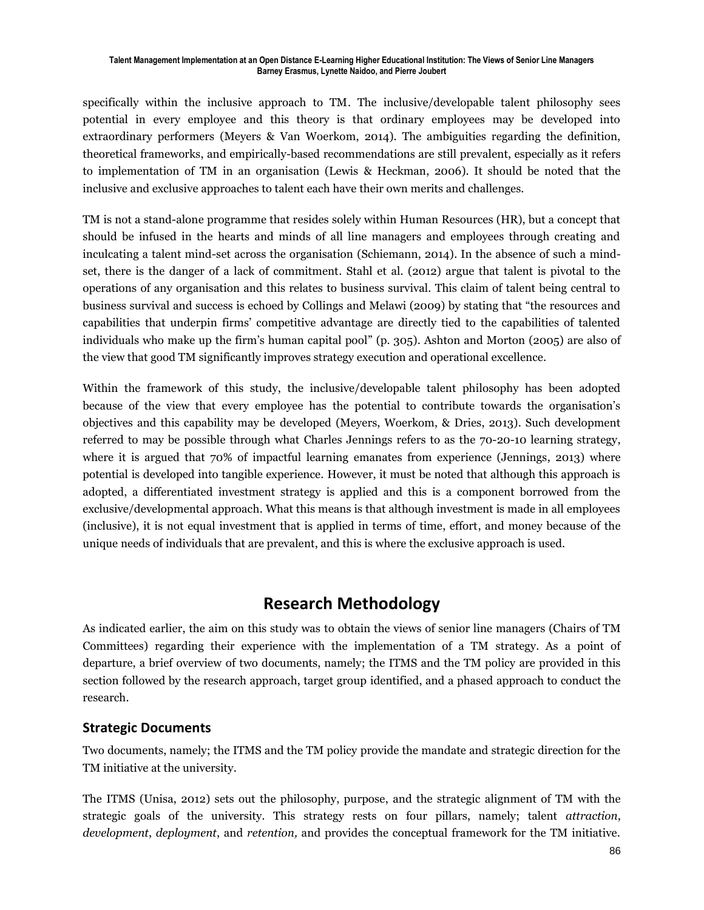specifically within the inclusive approach to TM. The inclusive/developable talent philosophy sees potential in every employee and this theory is that ordinary employees may be developed into extraordinary performers (Meyers & Van Woerkom, 2014). The ambiguities regarding the definition, theoretical frameworks, and empirically-based recommendations are still prevalent, especially as it refers to implementation of TM in an organisation (Lewis & Heckman, 2006). It should be noted that the inclusive and exclusive approaches to talent each have their own merits and challenges.

TM is not a stand-alone programme that resides solely within Human Resources (HR), but a concept that should be infused in the hearts and minds of all line managers and employees through creating and inculcating a talent mind-set across the organisation (Schiemann, 2014). In the absence of such a mind-set, there is the danger of a lack of commitment. Stahl et al. (2012) argue that talent is pivotal to the operations of any organisation and this relates to business survival. This claim of talent being central to business survival and success is echoed by Collings and Melawi (2009) by stating that "the resources and capabilities that underpin firms' competitive advantage are directly tied to the capabilities of talented individuals who make up the firm's human capital pool" (p. 305). Ashton and Morton (2005) are also of the view that good TM significantly improves strategy execution and operational excellence.

Within the framework of this study, the inclusive/developable talent philosophy has been adopted because of the view that every employee has the potential to contribute towards the organisation's objectives and this capability may be developed (Meyers, Woerkom, & Dries, 2013). Such development referred to may be possible through what Charles Jennings refers to as the 70-20-10 learning strategy, where it is argued that 70% of impactful learning emanates from experience (Jennings, 2013) where potential is developed into tangible experience. However, it must be noted that although this approach is adopted, a differentiated investment strategy is applied and this is a component borrowed from the exclusive/developmental approach. What this means is that although investment is made in all employees (inclusive), it is not equal investment that is applied in terms of time, effort, and money because of the unique needs of individuals that are prevalent, and this is where the exclusive approach is used.

## Research Methodology

As indicated earlier, the aim on this study was to obtain the views of senior line managers (Chairs of TM Committees) regarding their experience with the implementation of a TM strategy. As a point of departure, a brief overview of two documents, namely; the ITMS and the TM policy are provided in this section followed by the research approach, target group identified, and a phased approach to conduct the research.

### Strategic Documents

Two documents, namely; the ITMS and the TM policy provide the mandate and strategic direction for the TM initiative at the university.

The ITMS (Unisa, 2012) sets out the philosophy, purpose, and the strategic alignment of TM with the strategic goals of the university. This strategy rests on four pillars, namely; talent *attraction*, *development*, *deployment*, and *retention,* and provides the conceptual framework for the TM initiative.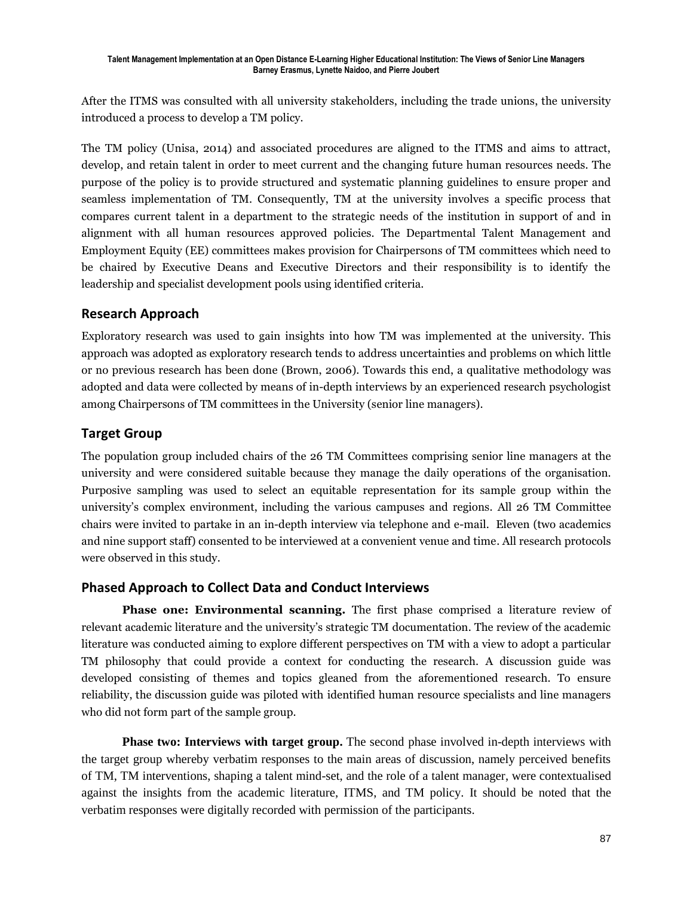After the ITMS was consulted with all university stakeholders, including the trade unions, the university introduced a process to develop a TM policy.

The TM policy (Unisa, 2014) and associated procedures are aligned to the ITMS and aims to attract, develop, and retain talent in order to meet current and the changing future human resources needs. The purpose of the policy is to provide structured and systematic planning guidelines to ensure proper and seamless implementation of TM. Consequently, TM at the university involves a specific process that compares current talent in a department to the strategic needs of the institution in support of and in alignment with all human resources approved policies. The Departmental Talent Management and Employment Equity (EE) committees makes provision for Chairpersons of TM committees which need to be chaired by Executive Deans and Executive Directors and their responsibility is to identify the leadership and specialist development pools using identified criteria.

## Research Approach

Exploratory research was used to gain insights into how TM was implemented at the university. This approach was adopted as exploratory research tends to address uncertainties and problems on which little or no previous research has been done (Brown, 2006). Towards this end, a qualitative methodology was adopted and data were collected by means of in-depth interviews by an experienced research psychologist among Chairpersons of TM committees in the University (senior line managers).

## Target Group

The population group included chairs of the 26 TM Committees comprising senior line managers at the university and were considered suitable because they manage the daily operations of the organisation. Purposive sampling was used to select an equitable representation for its sample group within the university's complex environment, including the various campuses and regions. All 26 TM Committee chairs were invited to partake in an in-depth interview via telephone and e-mail. Eleven (two academics and nine support staff) consented to be interviewed at a convenient venue and time. All research protocols were observed in this study.

## Phased Approach to Collect Data and Conduct Interviews

**Phase one: Environmental scanning.** The first phase comprised a literature review of relevant academic literature and the university's strategic TM documentation. The review of the academic literature was conducted aiming to explore different perspectives on TM with a view to adopt a particular TM philosophy that could provide a context for conducting the research. A discussion guide was developed consisting of themes and topics gleaned from the aforementioned research. To ensure reliability, the discussion guide was piloted with identified human resource specialists and line managers who did not form part of the sample group.

**Phase two: Interviews with target group.** The second phase involved in-depth interviews with the target group whereby verbatim responses to the main areas of discussion, namely perceived benefits of TM, TM interventions, shaping a talent mind-set, and the role of a talent manager, were contextualised against the insights from the academic literature, ITMS, and TM policy. It should be noted that the verbatim responses were digitally recorded with permission of the participants.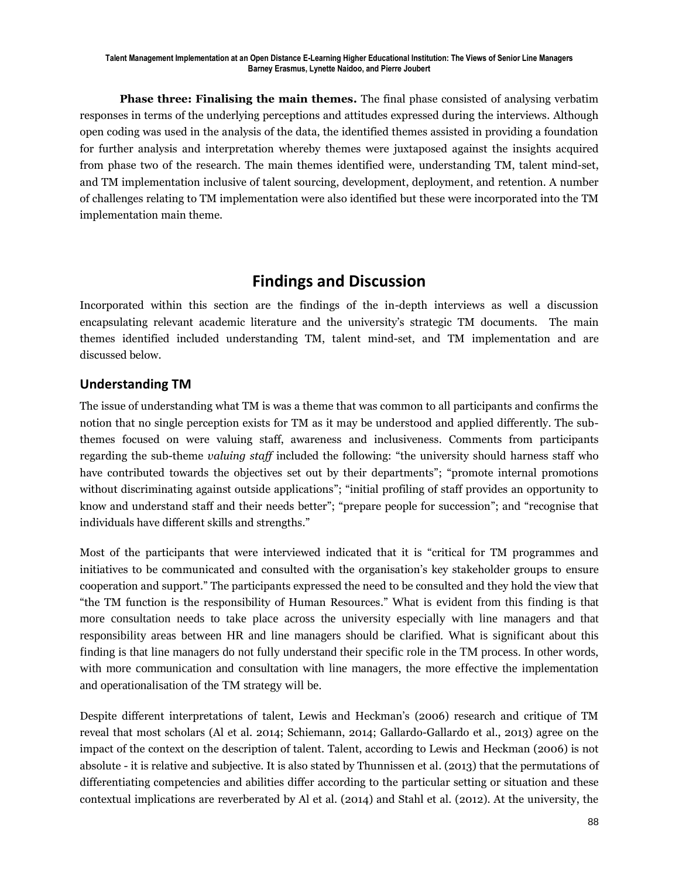**Phase three: Finalising the main themes.** The final phase consisted of analysing verbatim responses in terms of the underlying perceptions and attitudes expressed during the interviews. Although open coding was used in the analysis of the data, the identified themes assisted in providing a foundation for further analysis and interpretation whereby themes were juxtaposed against the insights acquired from phase two of the research. The main themes identified were, understanding TM, talent mind-set, and TM implementation inclusive of talent sourcing, development, deployment, and retention. A number of challenges relating to TM implementation were also identified but these were incorporated into the TM implementation main theme.

# Findings and Discussion

Incorporated within this section are the findings of the in-depth interviews as well a discussion encapsulating relevant academic literature and the university's strategic TM documents. The main themes identified included understanding TM, talent mind-set, and TM implementation and are discussed below.

## Understanding TM

The issue of understanding what TM is was a theme that was common to all participants and confirms the notion that no single perception exists for TM as it may be understood and applied differently. The sub-themes focused on were valuing staff, awareness and inclusiveness. Comments from participants regarding the sub-theme *valuing staff* included the following: "the university should harness staff who have contributed towards the objectives set out by their departments"; "promote internal promotions without discriminating against outside applications"; "initial profiling of staff provides an opportunity to know and understand staff and their needs better"; "prepare people for succession"; and "recognise that individuals have different skills and strengths."

Most of the participants that were interviewed indicated that it is "critical for TM programmes and initiatives to be communicated and consulted with the organisation's key stakeholder groups to ensure cooperation and support." The participants expressed the need to be consulted and they hold the view that "the TM function is the responsibility of Human Resources." What is evident from this finding is that more consultation needs to take place across the university especially with line managers and that responsibility areas between HR and line managers should be clarified. What is significant about this finding is that line managers do not fully understand their specific role in the TM process. In other words, with more communication and consultation with line managers, the more effective the implementation and operationalisation of the TM strategy will be.

Despite different interpretations of talent, Lewis and Heckman's (2006) research and critique of TM reveal that most scholars (Al et al. 2014; Schiemann, 2014; Gallardo-Gallardo et al., 2013) agree on the impact of the context on the description of talent. Talent, according to Lewis and Heckman (2006) is not absolute - it is relative and subjective. It is also stated by Thunnissen et al. (2013) that the permutations of differentiating competencies and abilities differ according to the particular setting or situation and these contextual implications are reverberated by Al et al. (2014) and Stahl et al. (2012). At the university, the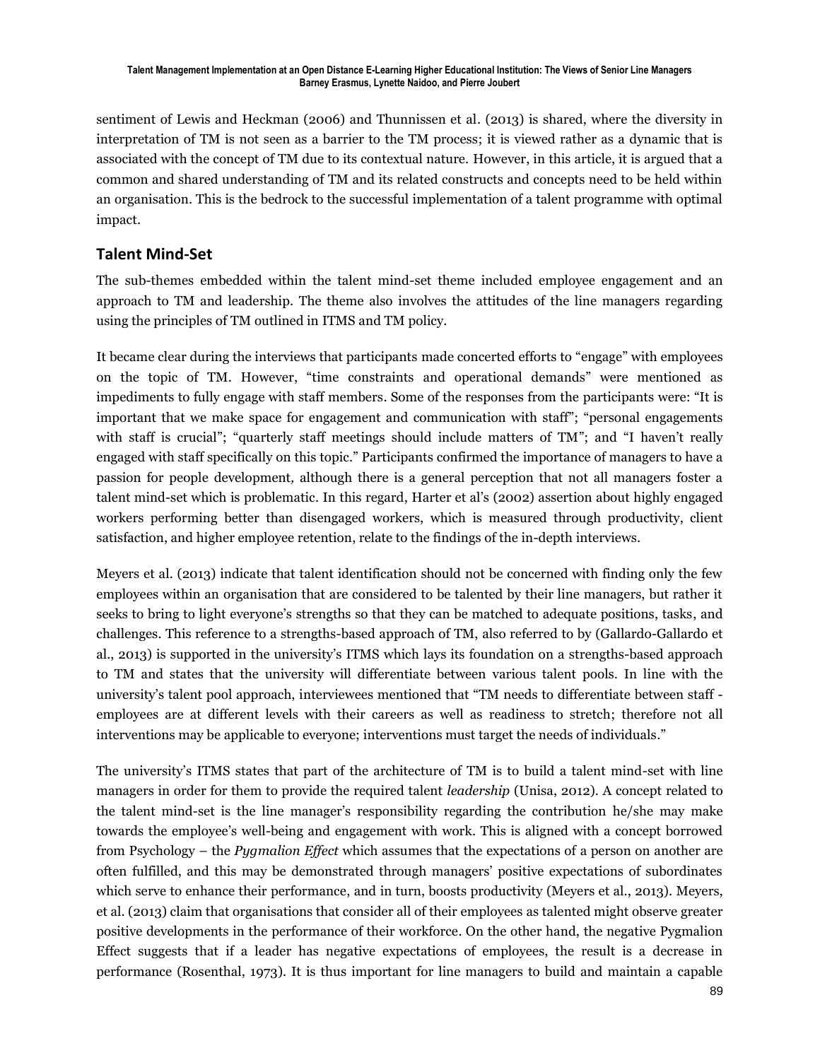sentiment of Lewis and Heckman (2006) and Thunnissen et al. (2013) is shared, where the diversity in interpretation of TM is not seen as a barrier to the TM process; it is viewed rather as a dynamic that is associated with the concept of TM due to its contextual nature. However, in this article, it is argued that a common and shared understanding of TM and its related constructs and concepts need to be held within an organisation. This is the bedrock to the successful implementation of a talent programme with optimal impact.

## Talent Mind-Set

The sub-themes embedded within the talent mind-set theme included employee engagement and an approach to TM and leadership. The theme also involves the attitudes of the line managers regarding using the principles of TM outlined in ITMS and TM policy.

It became clear during the interviews that participants made concerted efforts to "engage" with employees on the topic of TM. However, "time constraints and operational demands" were mentioned as impediments to fully engage with staff members. Some of the responses from the participants were: "It is important that we make space for engagement and communication with staff"; "personal engagements with staff is crucial"; "quarterly staff meetings should include matters of TM"; and "I haven't really engaged with staff specifically on this topic." Participants confirmed the importance of managers to have a passion for people development*,* although there is a general perception that not all managers foster a talent mind-set which is problematic. In this regard, Harter et al's (2002) assertion about highly engaged workers performing better than disengaged workers, which is measured through productivity, client satisfaction, and higher employee retention, relate to the findings of the in-depth interviews.

Meyers et al. (2013) indicate that talent identification should not be concerned with finding only the few employees within an organisation that are considered to be talented by their line managers, but rather it seeks to bring to light everyone's strengths so that they can be matched to adequate positions, tasks, and challenges. This reference to a strengths-based approach of TM, also referred to by (Gallardo-Gallardo et al., 2013) is supported in the university's ITMS which lays its foundation on a strengths-based approach to TM and states that the university will differentiate between various talent pools. In line with the university's talent pool approach, interviewees mentioned that "TM needs to differentiate between staff - employees are at different levels with their careers as well as readiness to stretch; therefore not all interventions may be applicable to everyone; interventions must target the needs of individuals."

The university's ITMS states that part of the architecture of TM is to build a talent mind-set with line managers in order for them to provide the required talent *leadership* (Unisa, 2012). A concept related to the talent mind-set is the line manager's responsibility regarding the contribution he/she may make towards the employee's well-being and engagement with work. This is aligned with a concept borrowed from Psychology – the *Pygmalion Effect* which assumes that the expectations of a person on another are often fulfilled, and this may be demonstrated through managers' positive expectations of subordinates which serve to enhance their performance, and in turn, boosts productivity (Meyers et al., 2013). Meyers, et al. (2013) claim that organisations that consider all of their employees as talented might observe greater positive developments in the performance of their workforce. On the other hand, the negative Pygmalion Effect suggests that if a leader has negative expectations of employees, the result is a decrease in performance (Rosenthal, 1973). It is thus important for line managers to build and maintain a capable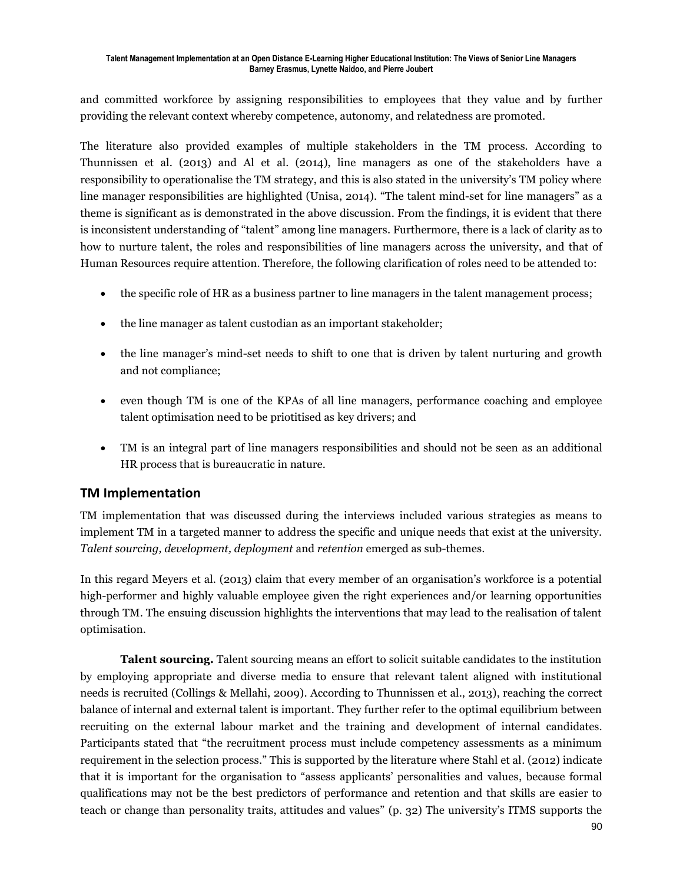and committed workforce by assigning responsibilities to employees that they value and by further providing the relevant context whereby competence, autonomy, and relatedness are promoted.

The literature also provided examples of multiple stakeholders in the TM process. According to Thunnissen et al. (2013) and Al et al. (2014), line managers as one of the stakeholders have a responsibility to operationalise the TM strategy, and this is also stated in the university's TM policy where line manager responsibilities are highlighted (Unisa, 2014). "The talent mind-set for line managers" as a theme is significant as is demonstrated in the above discussion. From the findings, it is evident that there is inconsistent understanding of "talent" among line managers. Furthermore, there is a lack of clarity as to how to nurture talent, the roles and responsibilities of line managers across the university, and that of Human Resources require attention. Therefore, the following clarification of roles need to be attended to:

- the specific role of HR as a business partner to line managers in the talent management process;
- the line manager as talent custodian as an important stakeholder;
- the line manager's mind-set needs to shift to one that is driven by talent nurturing and growth and not compliance;
- even though TM is one of the KPAs of all line managers, performance coaching and employee talent optimisation need to be priotitised as key drivers; and
- TM is an integral part of line managers responsibilities and should not be seen as an additional HR process that is bureaucratic in nature.

## TM Implementation

TM implementation that was discussed during the interviews included various strategies as means to implement TM in a targeted manner to address the specific and unique needs that exist at the university. *Talent sourcing, development, deployment* and *retention* emerged as sub-themes.

In this regard Meyers et al. (2013) claim that every member of an organisation's workforce is a potential high-performer and highly valuable employee given the right experiences and/or learning opportunities through TM. The ensuing discussion highlights the interventions that may lead to the realisation of talent optimisation.

**Talent sourcing.** Talent sourcing means an effort to solicit suitable candidates to the institution by employing appropriate and diverse media to ensure that relevant talent aligned with institutional needs is recruited (Collings & Mellahi, 2009). According to Thunnissen et al., 2013), reaching the correct balance of internal and external talent is important. They further refer to the optimal equilibrium between recruiting on the external labour market and the training and development of internal candidates. Participants stated that "the recruitment process must include competency assessments as a minimum requirement in the selection process." This is supported by the literature where Stahl et al. (2012) indicate that it is important for the organisation to "assess applicants' personalities and values, because formal qualifications may not be the best predictors of performance and retention and that skills are easier to teach or change than personality traits, attitudes and values" (p. 32) The university's ITMS supports the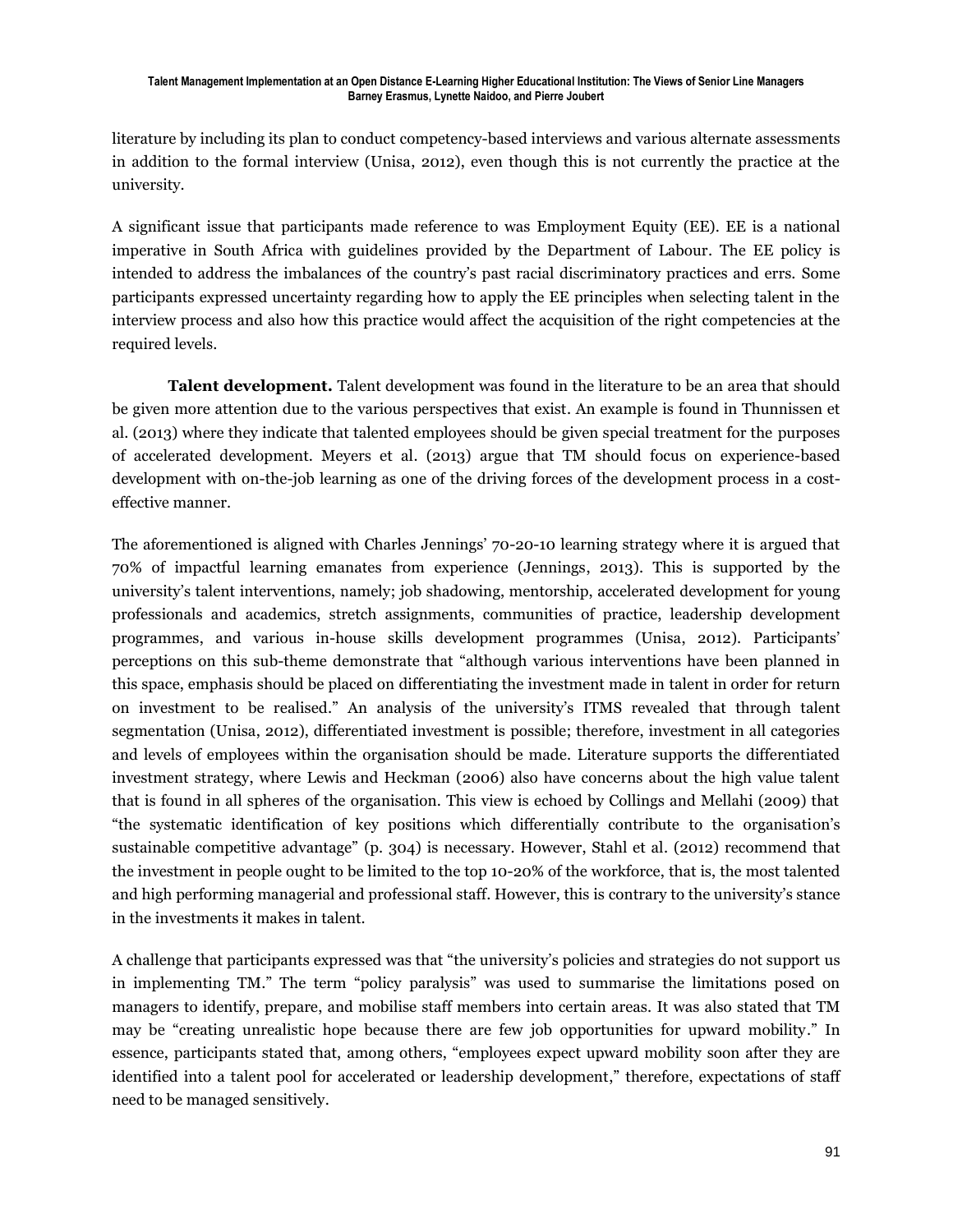literature by including its plan to conduct competency-based interviews and various alternate assessments in addition to the formal interview (Unisa, 2012), even though this is not currently the practice at the university.

A significant issue that participants made reference to was Employment Equity (EE). EE is a national imperative in South Africa with guidelines provided by the Department of Labour. The EE policy is intended to address the imbalances of the country's past racial discriminatory practices and errs. Some participants expressed uncertainty regarding how to apply the EE principles when selecting talent in the interview process and also how this practice would affect the acquisition of the right competencies at the required levels.

**Talent development.** Talent development was found in the literature to be an area that should be given more attention due to the various perspectives that exist. An example is found in Thunnissen et al. (2013) where they indicate that talented employees should be given special treatment for the purposes of accelerated development. Meyers et al. (2013) argue that TM should focus on experience-based development with on-the-job learning as one of the driving forces of the development process in a cost-effective manner.

The aforementioned is aligned with Charles Jennings' 70-20-10 learning strategy where it is argued that 70% of impactful learning emanates from experience (Jennings, 2013). This is supported by the university's talent interventions, namely; job shadowing, mentorship, accelerated development for young professionals and academics, stretch assignments, communities of practice, leadership development programmes, and various in-house skills development programmes (Unisa, 2012). Participants' perceptions on this sub-theme demonstrate that "although various interventions have been planned in this space, emphasis should be placed on differentiating the investment made in talent in order for return on investment to be realised." An analysis of the university's ITMS revealed that through talent segmentation (Unisa, 2012), differentiated investment is possible; therefore, investment in all categories and levels of employees within the organisation should be made. Literature supports the differentiated investment strategy, where Lewis and Heckman (2006) also have concerns about the high value talent that is found in all spheres of the organisation. This view is echoed by Collings and Mellahi (2009) that "the systematic identification of key positions which differentially contribute to the organisation's sustainable competitive advantage" (p. 304) is necessary. However, Stahl et al. (2012) recommend that the investment in people ought to be limited to the top 10-20% of the workforce, that is, the most talented and high performing managerial and professional staff. However, this is contrary to the university's stance in the investments it makes in talent.

A challenge that participants expressed was that "the university's policies and strategies do not support us in implementing TM." The term "policy paralysis" was used to summarise the limitations posed on managers to identify, prepare, and mobilise staff members into certain areas. It was also stated that TM may be "creating unrealistic hope because there are few job opportunities for upward mobility." In essence, participants stated that, among others, "employees expect upward mobility soon after they are identified into a talent pool for accelerated or leadership development," therefore, expectations of staff need to be managed sensitively.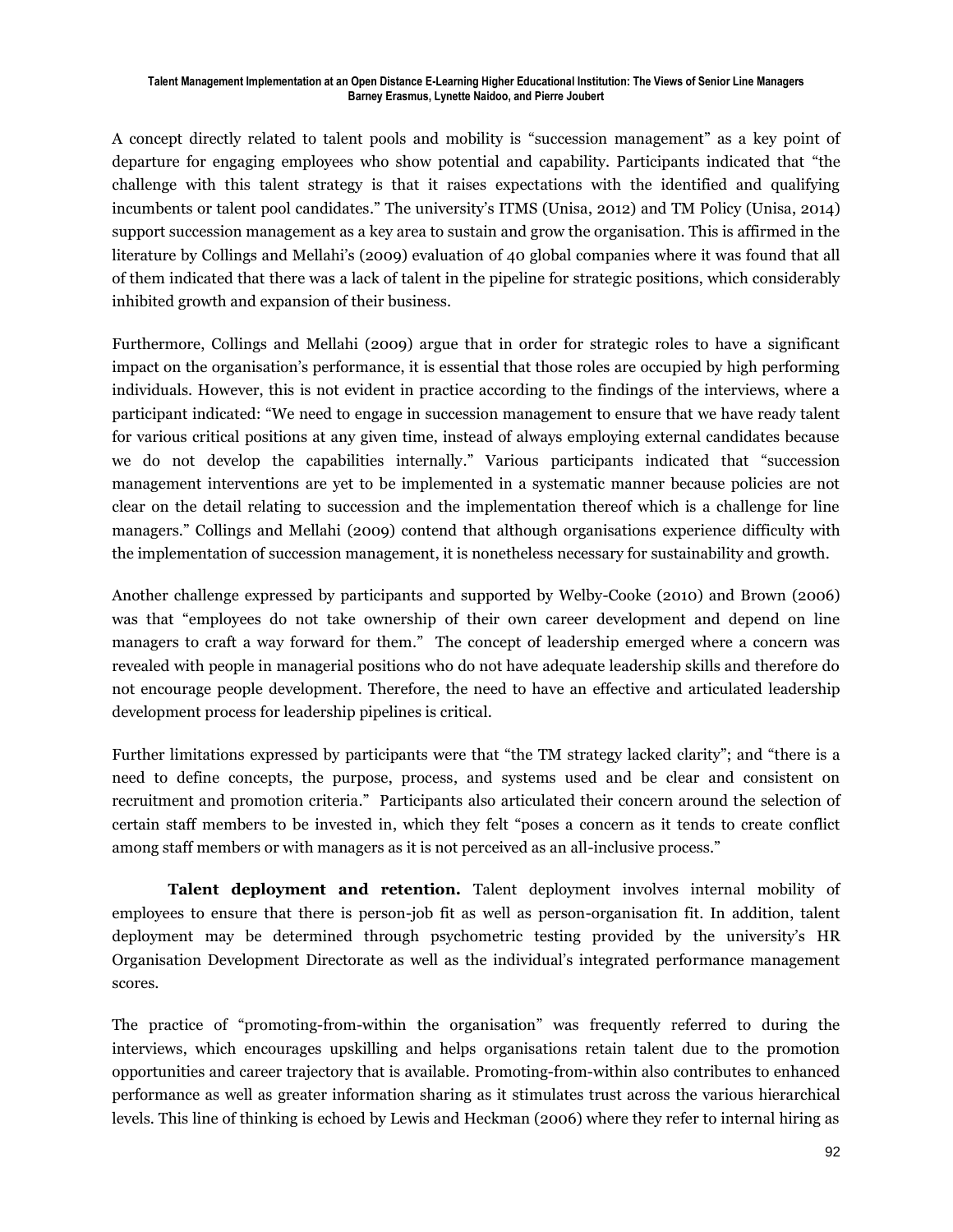A concept directly related to talent pools and mobility is "succession management" as a key point of departure for engaging employees who show potential and capability. Participants indicated that "the challenge with this talent strategy is that it raises expectations with the identified and qualifying incumbents or talent pool candidates." The university's ITMS (Unisa, 2012) and TM Policy (Unisa, 2014) support succession management as a key area to sustain and grow the organisation. This is affirmed in the literature by Collings and Mellahi's (2009) evaluation of 40 global companies where it was found that all of them indicated that there was a lack of talent in the pipeline for strategic positions, which considerably inhibited growth and expansion of their business.

Furthermore, Collings and Mellahi (2009) argue that in order for strategic roles to have a significant impact on the organisation's performance, it is essential that those roles are occupied by high performing individuals. However, this is not evident in practice according to the findings of the interviews, where a participant indicated: "We need to engage in succession management to ensure that we have ready talent for various critical positions at any given time, instead of always employing external candidates because we do not develop the capabilities internally." Various participants indicated that "succession management interventions are yet to be implemented in a systematic manner because policies are not clear on the detail relating to succession and the implementation thereof which is a challenge for line managers." Collings and Mellahi (2009) contend that although organisations experience difficulty with the implementation of succession management, it is nonetheless necessary for sustainability and growth.

Another challenge expressed by participants and supported by Welby-Cooke (2010) and Brown (2006) was that "employees do not take ownership of their own career development and depend on line managers to craft a way forward for them." The concept of leadership emerged where a concern was revealed with people in managerial positions who do not have adequate leadership skills and therefore do not encourage people development. Therefore, the need to have an effective and articulated leadership development process for leadership pipelines is critical.

Further limitations expressed by participants were that "the TM strategy lacked clarity"; and "there is a need to define concepts, the purpose, process, and systems used and be clear and consistent on recruitment and promotion criteria." Participants also articulated their concern around the selection of certain staff members to be invested in, which they felt "poses a concern as it tends to create conflict among staff members or with managers as it is not perceived as an all-inclusive process."

**Talent deployment and retention.** Talent deployment involves internal mobility of employees to ensure that there is person-job fit as well as person-organisation fit. In addition, talent deployment may be determined through psychometric testing provided by the university's HR Organisation Development Directorate as well as the individual's integrated performance management scores.

The practice of "promoting-from-within the organisation" was frequently referred to during the interviews, which encourages upskilling and helps organisations retain talent due to the promotion opportunities and career trajectory that is available. Promoting-from-within also contributes to enhanced performance as well as greater information sharing as it stimulates trust across the various hierarchical levels. This line of thinking is echoed by Lewis and Heckman (2006) where they refer to internal hiring as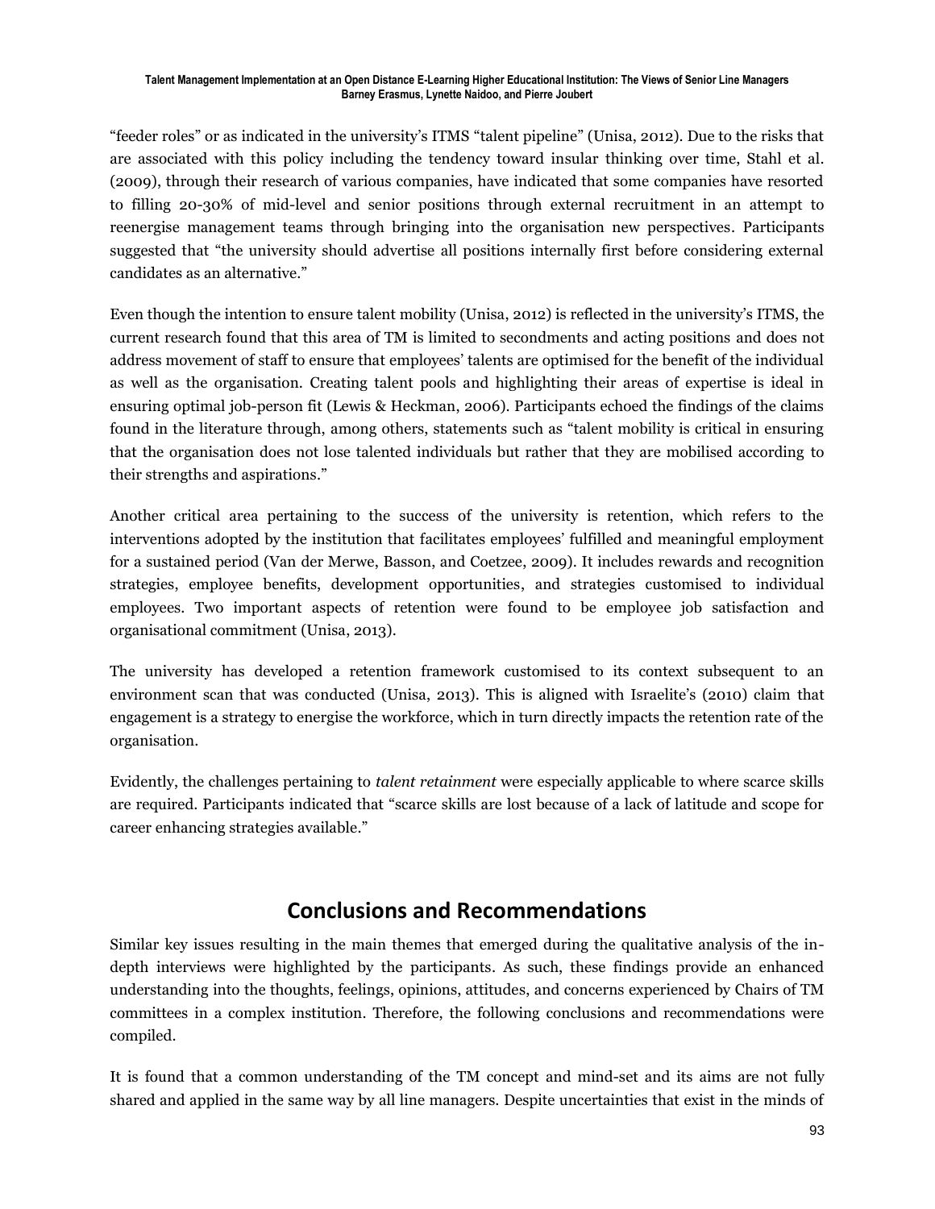"feeder roles" or as indicated in the university's ITMS "talent pipeline" (Unisa, 2012). Due to the risks that are associated with this policy including the tendency toward insular thinking over time, Stahl et al. (2009), through their research of various companies, have indicated that some companies have resorted to filling 20-30% of mid-level and senior positions through external recruitment in an attempt to reenergise management teams through bringing into the organisation new perspectives. Participants suggested that "the university should advertise all positions internally first before considering external candidates as an alternative."

Even though the intention to ensure talent mobility (Unisa, 2012) is reflected in the university's ITMS, the current research found that this area of TM is limited to secondments and acting positions and does not address movement of staff to ensure that employees' talents are optimised for the benefit of the individual as well as the organisation. Creating talent pools and highlighting their areas of expertise is ideal in ensuring optimal job-person fit (Lewis & Heckman, 2006). Participants echoed the findings of the claims found in the literature through, among others, statements such as "talent mobility is critical in ensuring that the organisation does not lose talented individuals but rather that they are mobilised according to their strengths and aspirations."

Another critical area pertaining to the success of the university is retention, which refers to the interventions adopted by the institution that facilitates employees' fulfilled and meaningful employment for a sustained period (Van der Merwe, Basson, and Coetzee, 2009). It includes rewards and recognition strategies, employee benefits, development opportunities, and strategies customised to individual employees. Two important aspects of retention were found to be employee job satisfaction and organisational commitment (Unisa, 2013).

The university has developed a retention framework customised to its context subsequent to an environment scan that was conducted (Unisa, 2013). This is aligned with Israelite's (2010) claim that engagement is a strategy to energise the workforce, which in turn directly impacts the retention rate of the organisation.

Evidently, the challenges pertaining to *talent retainment* were especially applicable to where scarce skills are required. Participants indicated that "scarce skills are lost because of a lack of latitude and scope for career enhancing strategies available."

## Conclusions and Recommendations

Similar key issues resulting in the main themes that emerged during the qualitative analysis of the in-depth interviews were highlighted by the participants. As such, these findings provide an enhanced understanding into the thoughts, feelings, opinions, attitudes, and concerns experienced by Chairs of TM committees in a complex institution. Therefore, the following conclusions and recommendations were compiled.

It is found that a common understanding of the TM concept and mind-set and its aims are not fully shared and applied in the same way by all line managers. Despite uncertainties that exist in the minds of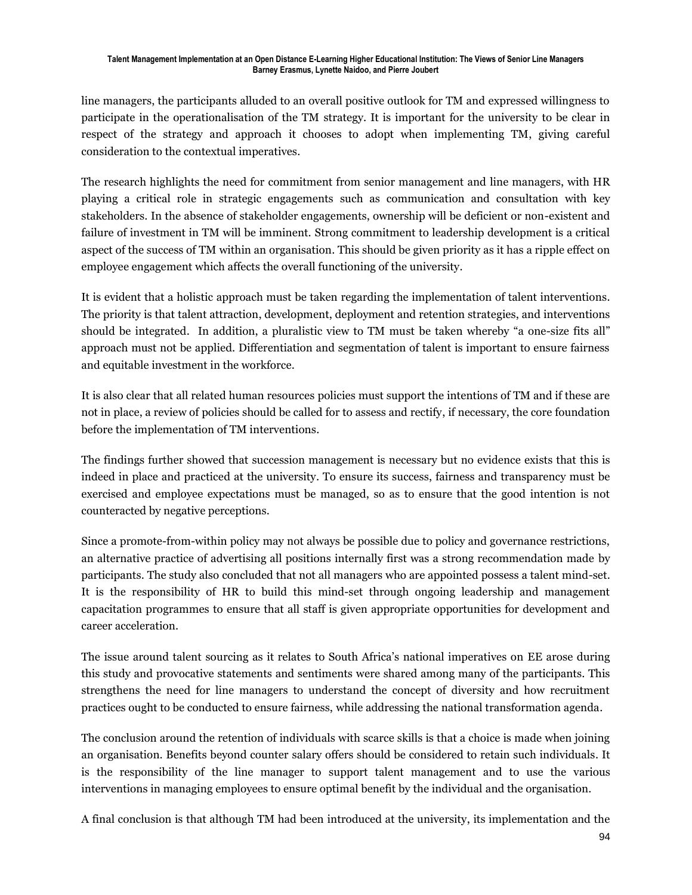line managers, the participants alluded to an overall positive outlook for TM and expressed willingness to participate in the operationalisation of the TM strategy. It is important for the university to be clear in respect of the strategy and approach it chooses to adopt when implementing TM, giving careful consideration to the contextual imperatives.

The research highlights the need for commitment from senior management and line managers, with HR playing a critical role in strategic engagements such as communication and consultation with key stakeholders. In the absence of stakeholder engagements, ownership will be deficient or non-existent and failure of investment in TM will be imminent. Strong commitment to leadership development is a critical aspect of the success of TM within an organisation. This should be given priority as it has a ripple effect on employee engagement which affects the overall functioning of the university.

It is evident that a holistic approach must be taken regarding the implementation of talent interventions. The priority is that talent attraction, development, deployment and retention strategies, and interventions should be integrated. In addition, a pluralistic view to TM must be taken whereby "a one-size fits all" approach must not be applied. Differentiation and segmentation of talent is important to ensure fairness and equitable investment in the workforce.

It is also clear that all related human resources policies must support the intentions of TM and if these are not in place, a review of policies should be called for to assess and rectify, if necessary, the core foundation before the implementation of TM interventions.

The findings further showed that succession management is necessary but no evidence exists that this is indeed in place and practiced at the university. To ensure its success, fairness and transparency must be exercised and employee expectations must be managed, so as to ensure that the good intention is not counteracted by negative perceptions.

Since a promote-from-within policy may not always be possible due to policy and governance restrictions, an alternative practice of advertising all positions internally first was a strong recommendation made by participants. The study also concluded that not all managers who are appointed possess a talent mind-set. It is the responsibility of HR to build this mind-set through ongoing leadership and management capacitation programmes to ensure that all staff is given appropriate opportunities for development and career acceleration.

The issue around talent sourcing as it relates to South Africa's national imperatives on EE arose during this study and provocative statements and sentiments were shared among many of the participants. This strengthens the need for line managers to understand the concept of diversity and how recruitment practices ought to be conducted to ensure fairness, while addressing the national transformation agenda.

The conclusion around the retention of individuals with scarce skills is that a choice is made when joining an organisation. Benefits beyond counter salary offers should be considered to retain such individuals. It is the responsibility of the line manager to support talent management and to use the various interventions in managing employees to ensure optimal benefit by the individual and the organisation.

A final conclusion is that although TM had been introduced at the university, its implementation and the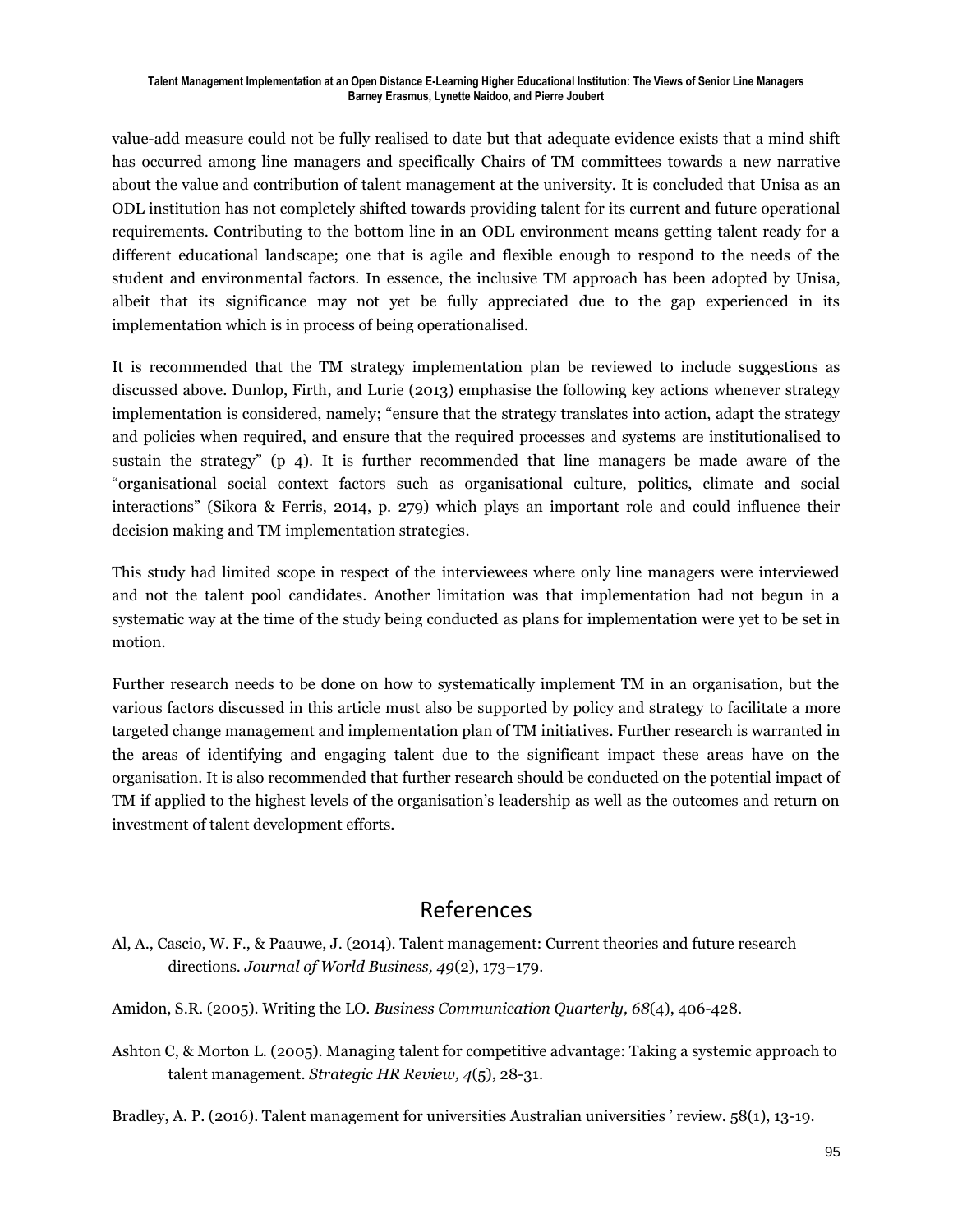value-add measure could not be fully realised to date but that adequate evidence exists that a mind shift has occurred among line managers and specifically Chairs of TM committees towards a new narrative about the value and contribution of talent management at the university. It is concluded that Unisa as an ODL institution has not completely shifted towards providing talent for its current and future operational requirements. Contributing to the bottom line in an ODL environment means getting talent ready for a different educational landscape; one that is agile and flexible enough to respond to the needs of the student and environmental factors. In essence, the inclusive TM approach has been adopted by Unisa, albeit that its significance may not yet be fully appreciated due to the gap experienced in its implementation which is in process of being operationalised.

It is recommended that the TM strategy implementation plan be reviewed to include suggestions as discussed above. Dunlop, Firth, and Lurie (2013) emphasise the following key actions whenever strategy implementation is considered, namely; "ensure that the strategy translates into action, adapt the strategy and policies when required, and ensure that the required processes and systems are institutionalised to sustain the strategy" (p 4). It is further recommended that line managers be made aware of the "organisational social context factors such as organisational culture, politics, climate and social interactions" (Sikora & Ferris, 2014, p. 279) which plays an important role and could influence their decision making and TM implementation strategies.

This study had limited scope in respect of the interviewees where only line managers were interviewed and not the talent pool candidates. Another limitation was that implementation had not begun in a systematic way at the time of the study being conducted as plans for implementation were yet to be set in motion.

Further research needs to be done on how to systematically implement TM in an organisation, but the various factors discussed in this article must also be supported by policy and strategy to facilitate a more targeted change management and implementation plan of TM initiatives. Further research is warranted in the areas of identifying and engaging talent due to the significant impact these areas have on the organisation. It is also recommended that further research should be conducted on the potential impact of TM if applied to the highest levels of the organisation's leadership as well as the outcomes and return on investment of talent development efforts.

## References

Al, A., Cascio, W. F., & Paauwe, J. (2014). Talent management: Current theories and future research directions. *Journal of World Business, 49*(2), 173–179.

Amidon, S.R. (2005). Writing the LO. *Business Communication Quarterly, 68*(4), 406-428.

Ashton C, & Morton L. (2005). Managing talent for competitive advantage: Taking a systemic approach to talent management. *Strategic HR Review, 4*(5), 28-31.

Bradley, A. P. (2016). Talent management for universities Australian universities ' review. 58(1), 13-19.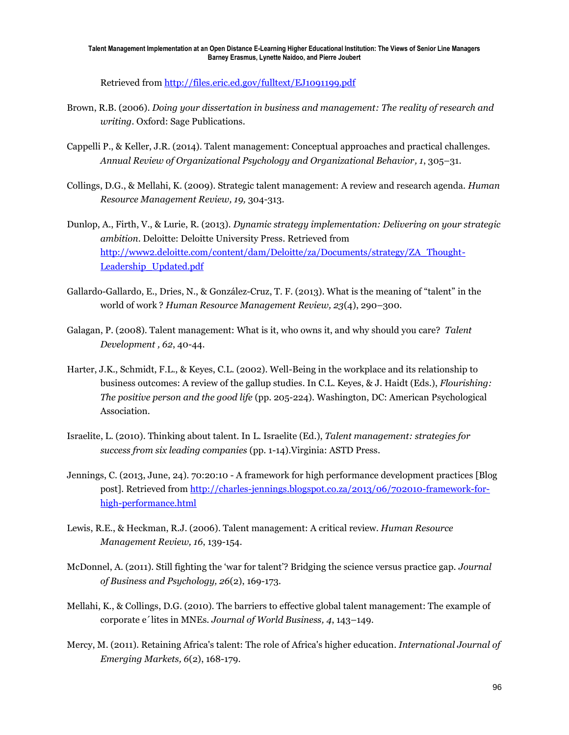Retrieved from http://files.eric.ed.gov/fulltext/EJ1091199.pdf

Brown, R.B. (2006). *Doing your dissertation in business and management: The reality of research and writing*. Oxford: Sage Publications.

Cappelli P., & Keller, J.R. (2014). Talent management: Conceptual approaches and practical challenges. *Annual Review of Organizational Psychology and Organizational Behavior, 1*, 305–31.

Collings, D.G., & Mellahi, K. (2009). Strategic talent management: A review and research agenda. *Human Resource Management Review, 19,* 304-313.

Dunlop, A., Firth, V., & Lurie, R. (2013). *Dynamic strategy implementation: Delivering on your strategic ambition*. Deloitte: Deloitte University Press. Retrieved from http://www2.deloitte.com/content/dam/Deloitte/za/Documents/strategy/ZA_Thought-Leadership_Updated.pdf

Gallardo-Gallardo, E., Dries, N., & González-Cruz, T. F. (2013). What is the meaning of "talent" in the world of work ? *Human Resource Management Review, 23*(4), 290–300.

Galagan, P. (2008). Talent management: What is it, who owns it, and why should you care? *Talent Development , 62*, 40-44.

Harter, J.K., Schmidt, F.L., & Keyes, C.L. (2002). Well-Being in the workplace and its relationship to business outcomes: A review of the gallup studies. In C.L. Keyes, & J. Haidt (Eds.), *Flourishing: The positive person and the good life* (pp. 205-224). Washington, DC: American Psychological Association.

Israelite, L. (2010). Thinking about talent. In L. Israelite (Ed.), *Talent management: strategies for success from six leading companies* (pp. 1-14).Virginia: ASTD Press.

Jennings, C. (2013, June, 24). 70:20:10 - A framework for high performance development practices [Blog post]. Retrieved from http://charles-jennings.blogspot.co.za/2013/06/702010-framework-for-high-performance.html

Lewis, R.E., & Heckman, R.J. (2006). Talent management: A critical review. *Human Resource Management Review, 16*, 139-154.

McDonnel, A. (2011). Still fighting the 'war for talent'? Bridging the science versus practice gap. *Journal of Business and Psychology, 26*(2), 169-173.

Mellahi, K., & Collings, D.G. (2010). The barriers to effective global talent management: The example of corporate e´lites in MNEs. *Journal of World Business, 4*, 143–149.

Mercy, M. (2011). Retaining Africa's talent: The role of Africa's higher education. *International Journal of Emerging Markets, 6*(2), 168-179.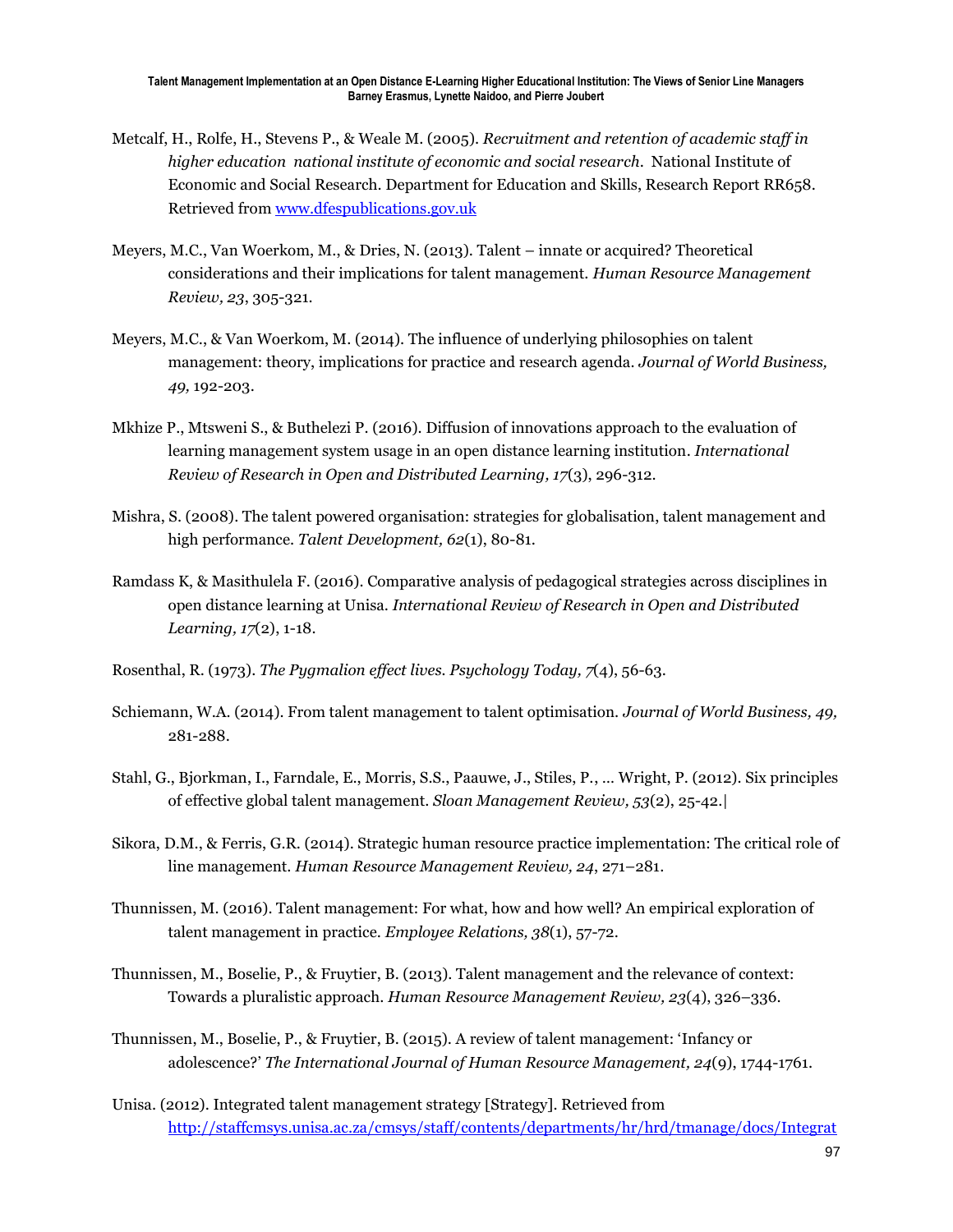Metcalf, H., Rolfe, H., Stevens P., & Weale M. (2005). *Recruitment and retention of academic staff in higher education national institute of economic and social research*. National Institute of Economic and Social Research. Department for Education and Skills, Research Report RR658. Retrieved from www.dfespublications.gov.uk

Meyers, M.C., Van Woerkom, M., & Dries, N. (2013). Talent – innate or acquired? Theoretical considerations and their implications for talent management. *Human Resource Management Review, 23*, 305-321.

Meyers, M.C., & Van Woerkom, M. (2014). The influence of underlying philosophies on talent management: theory, implications for practice and research agenda. *Journal of World Business, 49,* 192-203.

Mkhize P., Mtsweni S., & Buthelezi P. (2016). Diffusion of innovations approach to the evaluation of learning management system usage in an open distance learning institution. *International Review of Research in Open and Distributed Learning, 17*(3), 296-312.

Mishra, S. (2008). The talent powered organisation: strategies for globalisation, talent management and high performance. *Talent Development, 62*(1), 80-81.

Ramdass K, & Masithulela F. (2016). Comparative analysis of pedagogical strategies across disciplines in open distance learning at Unisa. *International Review of Research in Open and Distributed Learning, 17*(2), 1-18.

Rosenthal, R. (1973). *The Pygmalion effect lives. Psychology Today, 7*(4), 56-63.

Schiemann, W.A. (2014). From talent management to talent optimisation. *Journal of World Business, 49,* 281-288.

Stahl, G., Bjorkman, I., Farndale, E., Morris, S.S., Paauwe, J., Stiles, P., … Wright, P. (2012). Six principles of effective global talent management. *Sloan Management Review, 53*(2), 25-42.|

Sikora, D.M., & Ferris, G.R. (2014). Strategic human resource practice implementation: The critical role of line management. *Human Resource Management Review, 24*, 271–281.

Thunnissen, M. (2016). Talent management: For what, how and how well? An empirical exploration of talent management in practice. *Employee Relations, 38*(1), 57-72.

Thunnissen, M., Boselie, P., & Fruytier, B. (2013). Talent management and the relevance of context: Towards a pluralistic approach. *Human Resource Management Review, 23*(4), 326–336.

Thunnissen, M., Boselie, P., & Fruytier, B. (2015). A review of talent management: 'Infancy or adolescence?' *The International Journal of Human Resource Management, 24*(9), 1744-1761.

Unisa. (2012). Integrated talent management strategy [Strategy]. Retrieved from http://staffcmsys.unisa.ac.za/cmsys/staff/contents/departments/hr/hrd/tmanage/docs/Integrat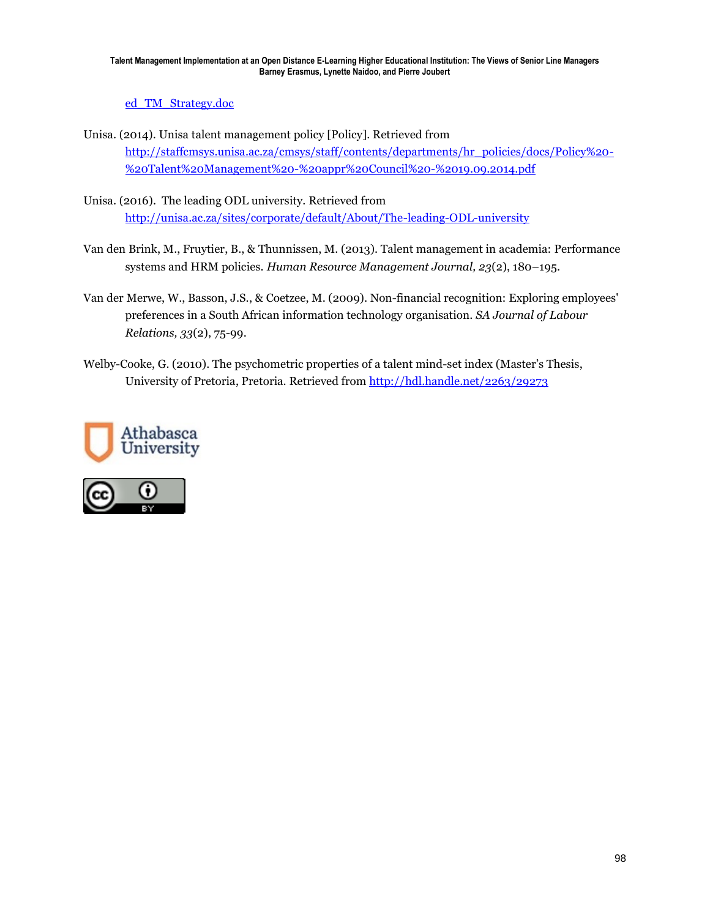ed_TM_Strategy.doc

Unisa. (2014). Unisa talent management policy [Policy]. Retrieved from http://staffcmsys.unisa.ac.za/cmsys/staff/contents/departments/hr_policies/docs/Policy%20-%20Talent%20Management%20-%20appr%20Council%20-%2019.09.2014.pdf

Unisa. (2016). The leading ODL university. Retrieved from http://unisa.ac.za/sites/corporate/default/About/The-leading-ODL-university

Van den Brink, M., Fruytier, B., & Thunnissen, M. (2013). Talent management in academia: Performance systems and HRM policies. *Human Resource Management Journal, 23*(2), 180–195.

Van der Merwe, W., Basson, J.S., & Coetzee, M. (2009). Non-financial recognition: Exploring employees' preferences in a South African information technology organisation. *SA Journal of Labour Relations, 33*(2), 75-99.

Welby-Cooke, G. (2010). The psychometric properties of a talent mind-set index (Master's Thesis, University of Pretoria, Pretoria. Retrieved from http://hdl.handle.net/2263/29273